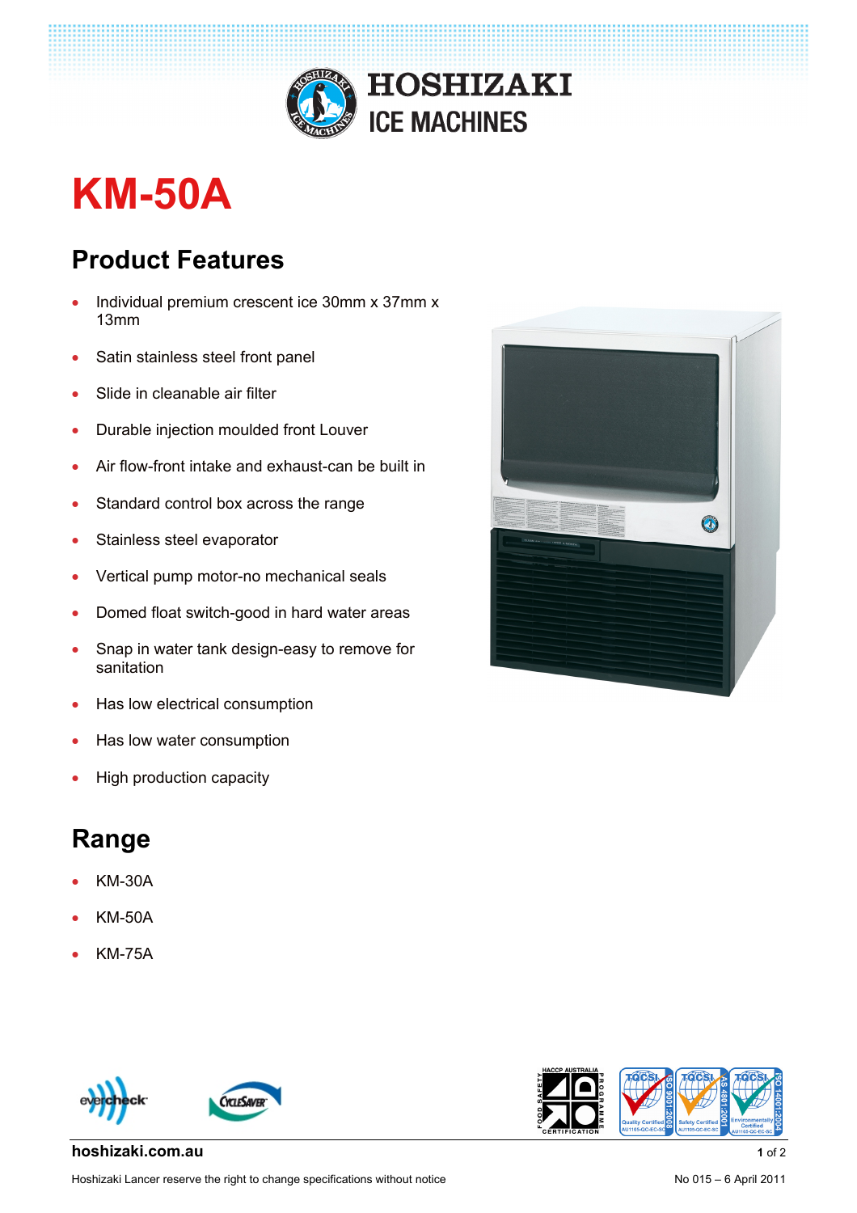HOSHIZAKI ICE MACHINES

# KM-50A

## Product Features

- Individual premium crescent ice 30mm x 37mm x 13mm
- Satin stainless steel front panel
- Slide in cleanable air filter
- Durable injection moulded front Louver
- Air flow-front intake and exhaust-can be built in
- Standard control box across the range
- Stainless steel evaporator
- Vertical pump motor-no mechanical seals
- Domed float switch-good in hard water areas
- Snap in water tank design-easy to remove for sanitation
- Has low electrical consumption
- Has low water consumption
- High production capacity

## Range

- KM-30A
- KM-50A
- KM-75A

hoshizaki.com.au

Hoshizaki Lancer reserve the right to change specifications without notice

No 015 – 6 April 2011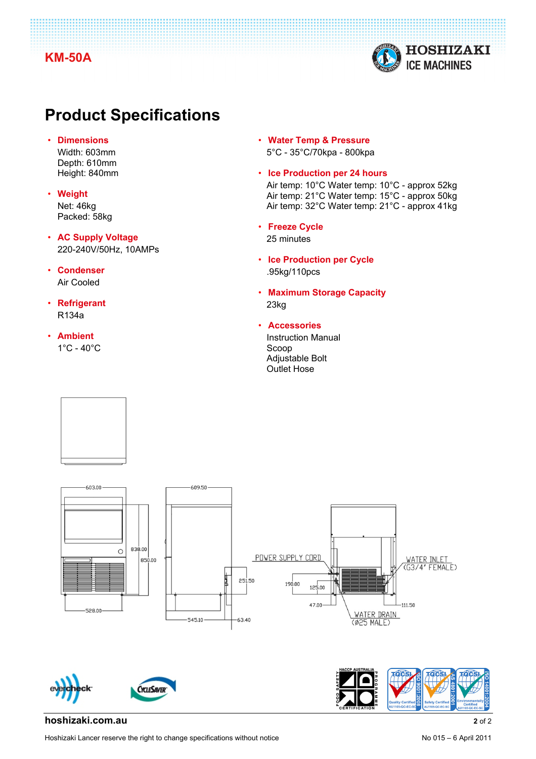**KM-50A**

# Product Specifications

- **Dimensions**
  Width: 603mm
  Depth: 610mm
  Height: 840mm

- **Weight**
  Net: 46kg
  Packed: 58kg

- **AC Supply Voltage**
  220-240V/50Hz, 10AMPs

- **Condenser**
  Air Cooled

- **Refrigerant**
  R134a

- **Ambient**
  1°C - 40°C

- **Water Temp & Pressure**
  5°C - 35°C/70kpa - 800kpa

- **Ice Production per 24 hours**
  Air temp: 10°C Water temp: 10°C - approx 52kg
  Air temp: 21°C Water temp: 15°C - approx 50kg
  Air temp: 32°C Water temp: 21°C - approx 41kg

- **Freeze Cycle**
  25 minutes

- **Ice Production per Cycle**
  .95kg/110pcs

- **Maximum Storage Capacity**
  23kg

- **Accessories**
  Instruction Manual
  Scoop
  Adjustable Bolt
  Outlet Hose

603.00
838.00
850.00
528.00
609.50
545.10
63.40
251.50
POWER SUPPLY CORD
190.00
125.00
47.00
WATER INLET
(G3/4" FEMALE)
111.50
WATER DRAIN
(Ø25 MALE)

**hoshizaki.com.au**

Hoshizaki Lancer reserve the right to change specifications without notice

No 015 – 6 April 2011